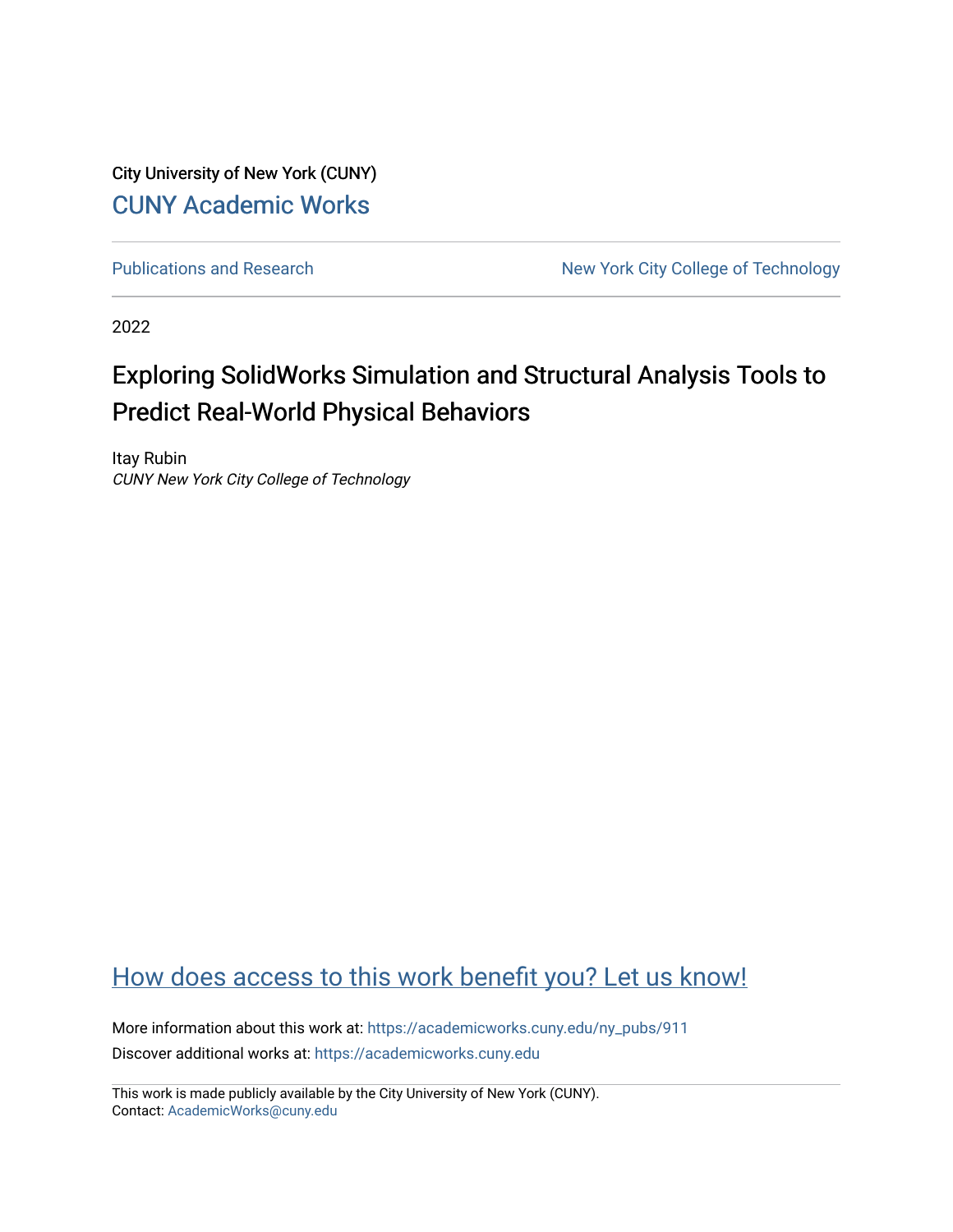City University of New York (CUNY)

CUNY Academic Works

Publications and Research

New York City College of Technology

2022

# Exploring SolidWorks Simulation and Structural Analysis Tools to Predict Real-World Physical Behaviors

Itay Rubin

*CUNY New York City College of Technology*

How does access to this work benefit you? Let us know!

More information about this work at: https://academicworks.cuny.edu/ny_pubs/911

Discover additional works at: https://academicworks.cuny.edu

This work is made publicly available by the City University of New York (CUNY).

Contact: AcademicWorks@cuny.edu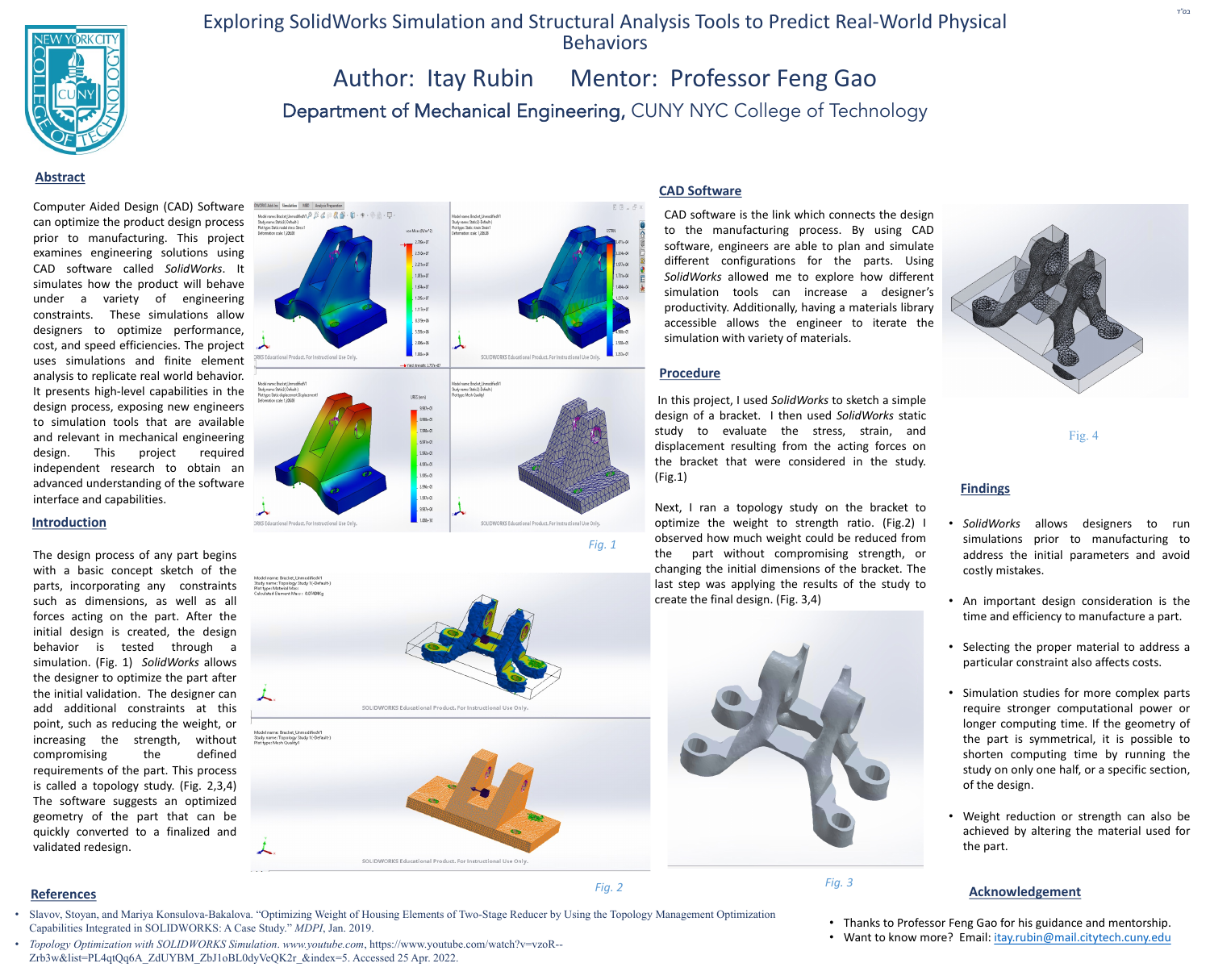# Exploring SolidWorks Simulation and Structural Analysis Tools to Predict Real-World Physical Behaviors

## Author: Itay Rubin Mentor: Professor Feng Gao

### Department of Mechanical Engineering, CUNY NYC College of Technology

## Abstract

Computer Aided Design (CAD) Software can optimize the product design process prior to manufacturing. This project examines engineering solutions using CAD software called *SolidWorks*. It simulates how the product will behave under a variety of engineering constraints. These simulations allow designers to optimize performance, cost, and speed efficiencies. The project uses simulations and finite element analysis to replicate real world behavior. It presents high-level capabilities in the design process, exposing new engineers to simulation tools that are available and relevant in mechanical engineering design. This project required independent research to obtain an advanced understanding of the software interface and capabilities.

## Introduction

The design process of any part begins with a basic concept sketch of the parts, incorporating any constraints such as dimensions, as well as all forces acting on the part. After the initial design is created, the design behavior is tested through a simulation. (Fig. 1) *SolidWorks* allows the designer to optimize the part after the initial validation. The designer can add additional constraints at this point, such as reducing the weight, or increasing the strength, without compromising the defined requirements of the part. This process is called a topology study. (Fig. 2,3,4) The software suggests an optimized geometry of the part that can be quickly converted to a finalized and validated redesign.

Fig. 1

Fig. 2

## CAD Software

CAD software is the link which connects the design to the manufacturing process. By using CAD software, engineers are able to plan and simulate different configurations for the parts. Using *SolidWorks* allowed me to explore how different simulation tools can increase a designer's productivity. Additionally, having a materials library accessible allows the engineer to iterate the simulation with variety of materials.

## Procedure

In this project, I used *SolidWorks* to sketch a simple design of a bracket. I then used *SolidWorks* static study to evaluate the stress, strain, and displacement resulting from the acting forces on the bracket that were considered in the study. (Fig.1)

Next, I ran a topology study on the bracket to optimize the weight to strength ratio. (Fig.2) I observed how much weight could be reduced from the part without compromising strength, or changing the initial dimensions of the bracket. The last step was applying the results of the study to create the final design. (Fig. 3,4)

Fig. 3

Fig. 4

## Findings

- *SolidWorks* allows designers to run simulations prior to manufacturing to address the initial parameters and avoid costly mistakes.
- An important design consideration is the time and efficiency to manufacture a part.
- Selecting the proper material to address a particular constraint also affects costs.
- Simulation studies for more complex parts require stronger computational power or longer computing time. If the geometry of the part is symmetrical, it is possible to shorten computing time by running the study on only one half, or a specific section, of the design.
- Weight reduction or strength can also be achieved by altering the material used for the part.

## References

- Slavov, Stoyan, and Mariya Konsulova-Bakalova. "Optimizing Weight of Housing Elements of Two-Stage Reducer by Using the Topology Management Optimization Capabilities Integrated in SOLIDWORKS: A Case Study." *MDPI*, Jan. 2019.
- *Topology Optimization with SOLIDWORKS Simulation*. *www.youtube.com*, https://www.youtube.com/watch?v=vzoR--Zrb3w&list=PL4qtQq6A_ZdUYBM_ZbJ1oBL0dyVeQK2r_&index=5. Accessed 25 Apr. 2022.

## Acknowledgement

- Thanks to Professor Feng Gao for his guidance and mentorship.
- Want to know more? Email: itay.rubin@mail.citytech.cuny.edu